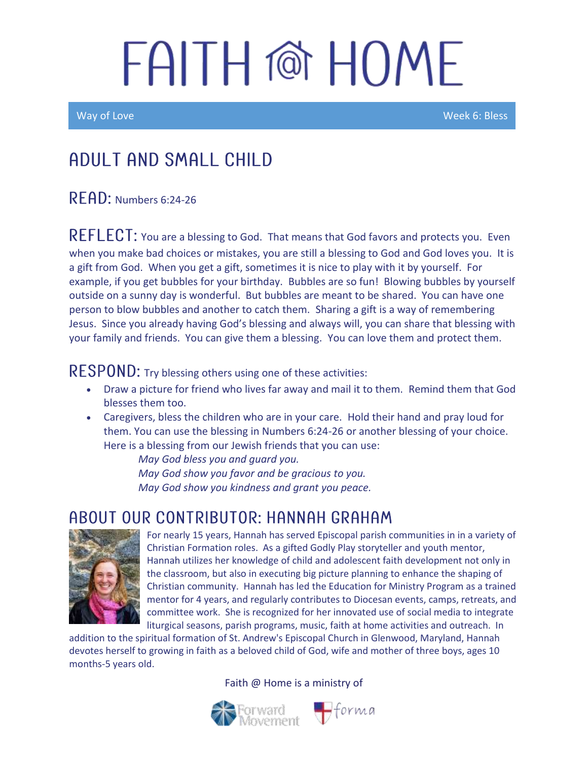# FAITH @ HOME

Way of Love — Week 6: Bless

## ADULT AND SMALL CHILD

**READ:** Numbers 6:24-26

**REFLECT:** You are a blessing to God. That means that God favors and protects you. Even when you make bad choices or mistakes, you are still a blessing to God and God loves you. It is a gift from God. When you get a gift, sometimes it is nice to play with it by yourself. For example, if you get bubbles for your birthday. Bubbles are so fun! Blowing bubbles by yourself outside on a sunny day is wonderful. But bubbles are meant to be shared. You can have one person to blow bubbles and another to catch them. Sharing a gift is a way of remembering Jesus. Since you already having God's blessing and always will, you can share that blessing with your family and friends. You can give them a blessing. You can love them and protect them.

**RESPOND:** Try blessing others using one of these activities:

- Draw a picture for friend who lives far away and mail it to them. Remind them that God blesses them too.
- Caregivers, bless the children who are in your care. Hold their hand and pray loud for them. You can use the blessing in Numbers 6:24-26 or another blessing of your choice. Here is a blessing from our Jewish friends that you can use:

  *May God bless you and guard you.*
  *May God show you favor and be gracious to you.*
  *May God show you kindness and grant you peace.*

## ABOUT OUR CONTRIBUTOR: HANNAH GRAHAM

For nearly 15 years, Hannah has served Episcopal parish communities in in a variety of Christian Formation roles. As a gifted Godly Play storyteller and youth mentor, Hannah utilizes her knowledge of child and adolescent faith development not only in the classroom, but also in executing big picture planning to enhance the shaping of Christian community. Hannah has led the Education for Ministry Program as a trained mentor for 4 years, and regularly contributes to Diocesan events, camps, retreats, and committee work. She is recognized for her innovated use of social media to integrate liturgical seasons, parish programs, music, faith at home activities and outreach. In addition to the spiritual formation of St. Andrew's Episcopal Church in Glenwood, Maryland, Hannah devotes herself to growing in faith as a beloved child of God, wife and mother of three boys, ages 10 months-5 years old.

Faith @ Home is a ministry of Forward Movement and forma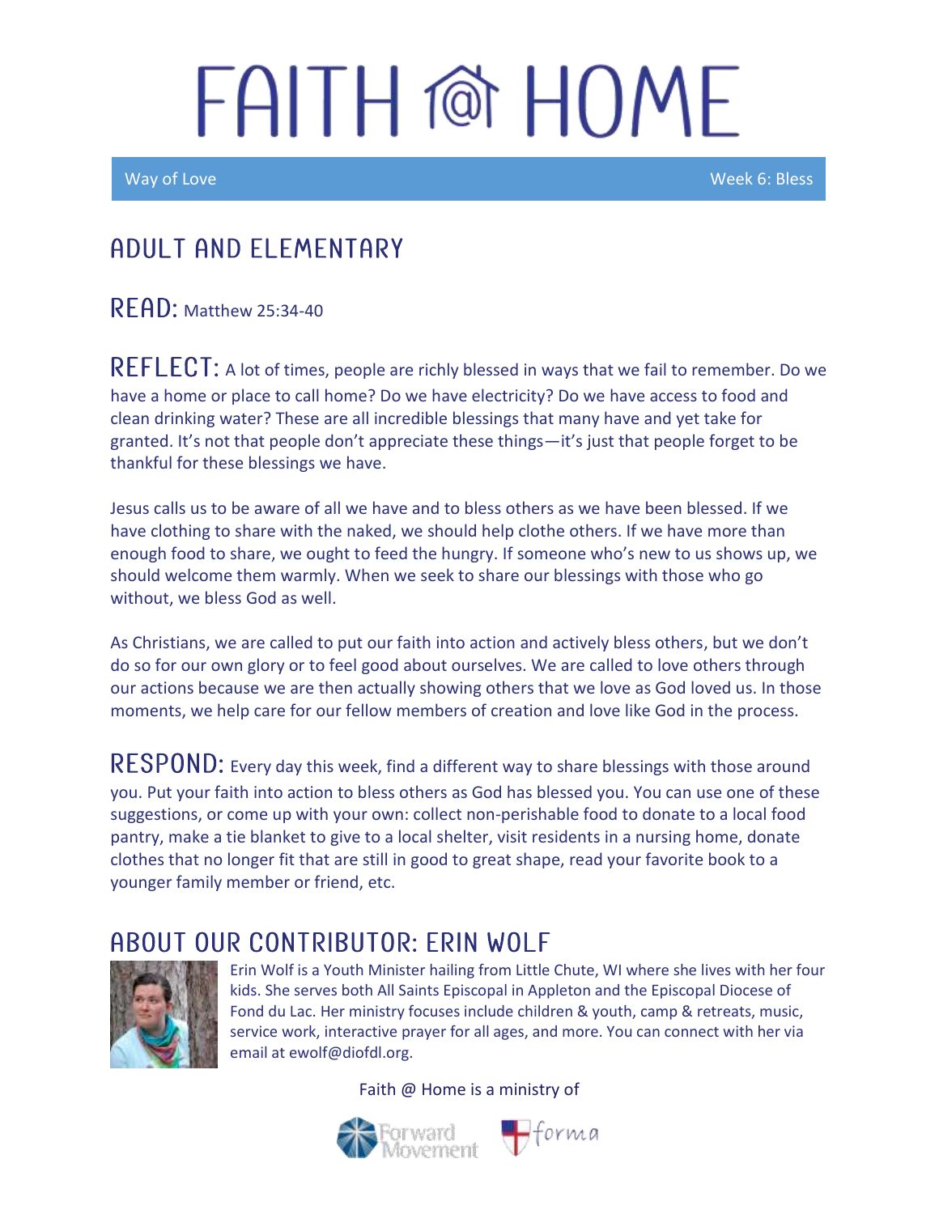# FAITH @ HOME

Way of Love | Week 6: Bless

## ADULT AND ELEMENTARY

**READ:** Matthew 25:34-40

**REFLECT:** A lot of times, people are richly blessed in ways that we fail to remember. Do we have a home or place to call home? Do we have electricity? Do we have access to food and clean drinking water? These are all incredible blessings that many have and yet take for granted. It's not that people don't appreciate these things—it's just that people forget to be thankful for these blessings we have.

Jesus calls us to be aware of all we have and to bless others as we have been blessed. If we have clothing to share with the naked, we should help clothe others. If we have more than enough food to share, we ought to feed the hungry. If someone who's new to us shows up, we should welcome them warmly. When we seek to share our blessings with those who go without, we bless God as well.

As Christians, we are called to put our faith into action and actively bless others, but we don't do so for our own glory or to feel good about ourselves. We are called to love others through our actions because we are then actually showing others that we love as God loved us. In those moments, we help care for our fellow members of creation and love like God in the process.

**RESPOND:** Every day this week, find a different way to share blessings with those around you. Put your faith into action to bless others as God has blessed you. You can use one of these suggestions, or come up with your own: collect non-perishable food to donate to a local food pantry, make a tie blanket to give to a local shelter, visit residents in a nursing home, donate clothes that no longer fit that are still in good to great shape, read your favorite book to a younger family member or friend, etc.

## ABOUT OUR CONTRIBUTOR: ERIN WOLF

Erin Wolf is a Youth Minister hailing from Little Chute, WI where she lives with her four kids. She serves both All Saints Episcopal in Appleton and the Episcopal Diocese of Fond du Lac. Her ministry focuses include children & youth, camp & retreats, music, service work, interactive prayer for all ages, and more. You can connect with her via email at ewolf@diofdl.org.

Faith @ Home is a ministry of Forward Movement and forma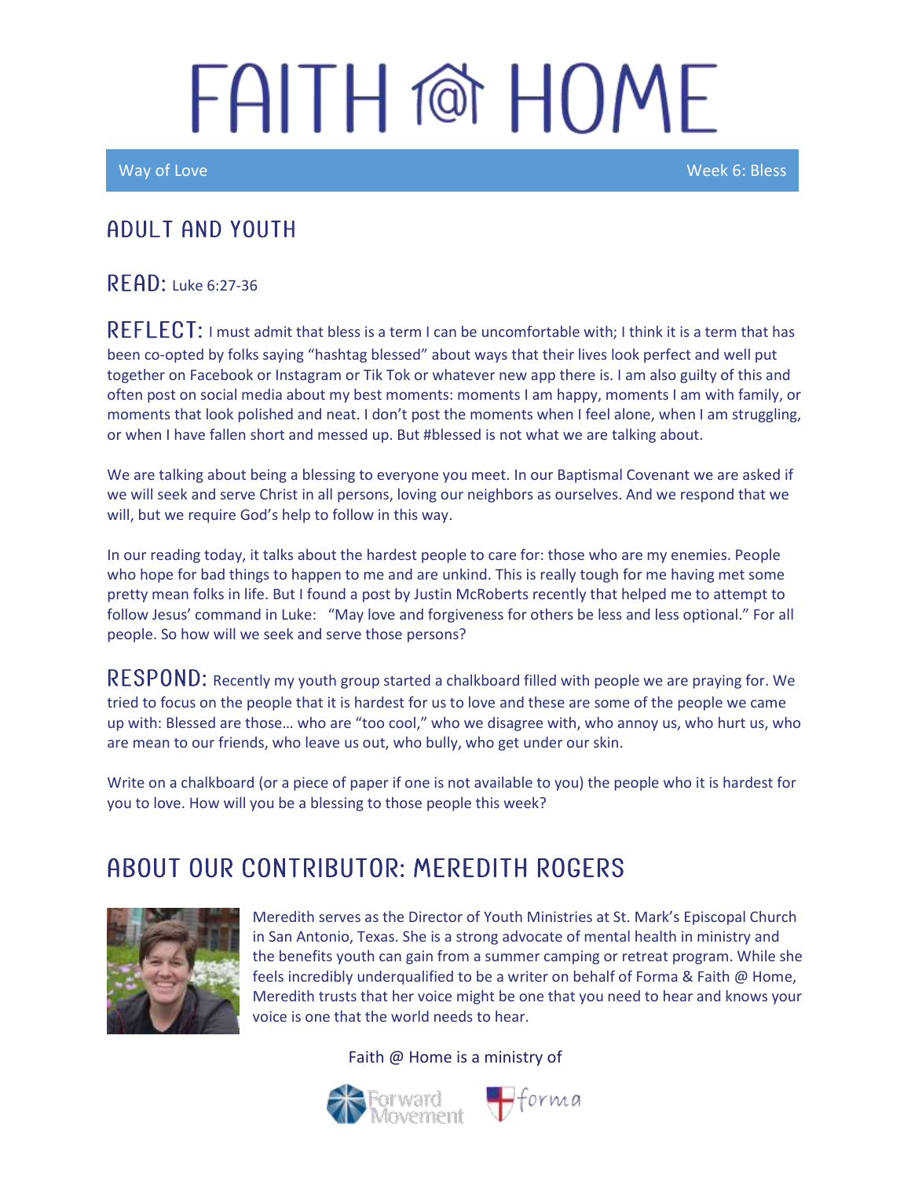# FAITH @ HOME

Way of Love — Week 6: Bless

## ADULT AND YOUTH

**READ:** Luke 6:27-36

**REFLECT:** I must admit that bless is a term I can be uncomfortable with; I think it is a term that has been co-opted by folks saying "hashtag blessed" about ways that their lives look perfect and well put together on Facebook or Instagram or Tik Tok or whatever new app there is. I am also guilty of this and often post on social media about my best moments: moments I am happy, moments I am with family, or moments that look polished and neat. I don't post the moments when I feel alone, when I am struggling, or when I have fallen short and messed up. But #blessed is not what we are talking about.

We are talking about being a blessing to everyone you meet. In our Baptismal Covenant we are asked if we will seek and serve Christ in all persons, loving our neighbors as ourselves. And we respond that we will, but we require God's help to follow in this way.

In our reading today, it talks about the hardest people to care for: those who are my enemies. People who hope for bad things to happen to me and are unkind. This is really tough for me having met some pretty mean folks in life. But I found a post by Justin McRoberts recently that helped me to attempt to follow Jesus' command in Luke: "May love and forgiveness for others be less and less optional." For all people. So how will we seek and serve those persons?

**RESPOND:** Recently my youth group started a chalkboard filled with people we are praying for. We tried to focus on the people that it is hardest for us to love and these are some of the people we came up with: Blessed are those… who are "too cool," who we disagree with, who annoy us, who hurt us, who are mean to our friends, who leave us out, who bully, who get under our skin.

Write on a chalkboard (or a piece of paper if one is not available to you) the people who it is hardest for you to love. How will you be a blessing to those people this week?

## ABOUT OUR CONTRIBUTOR: MEREDITH ROGERS

Meredith serves as the Director of Youth Ministries at St. Mark's Episcopal Church in San Antonio, Texas. She is a strong advocate of mental health in ministry and the benefits youth can gain from a summer camping or retreat program. While she feels incredibly underqualified to be a writer on behalf of Forma & Faith @ Home, Meredith trusts that her voice might be one that you need to hear and knows your voice is one that the world needs to hear.

Faith @ Home is a ministry of Forward Movement and forma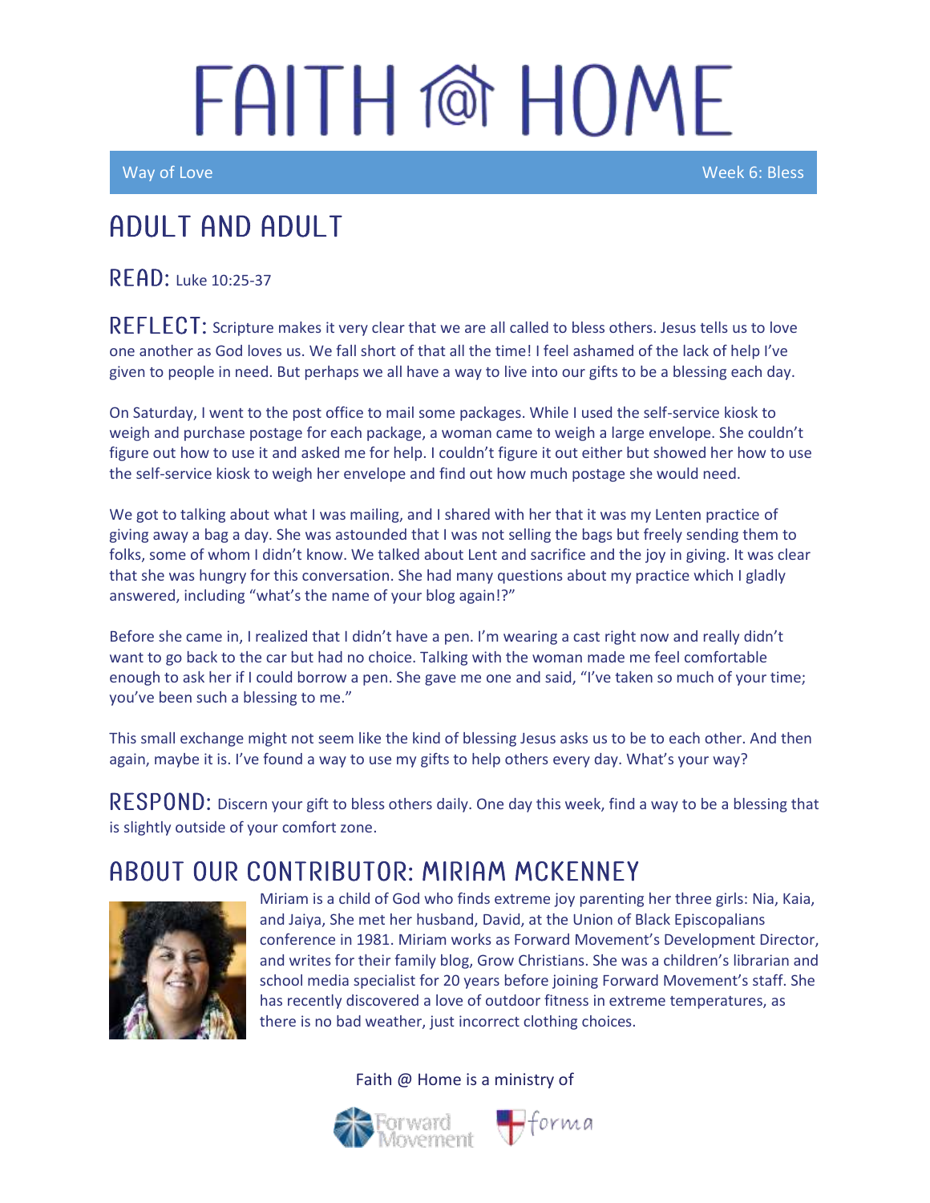# FAITH @ HOME

Way of Love — Week 6: Bless

## ADULT AND ADULT

**READ:** Luke 10:25-37

**REFLECT:** Scripture makes it very clear that we are all called to bless others. Jesus tells us to love one another as God loves us. We fall short of that all the time! I feel ashamed of the lack of help I've given to people in need. But perhaps we all have a way to live into our gifts to be a blessing each day.

On Saturday, I went to the post office to mail some packages. While I used the self-service kiosk to weigh and purchase postage for each package, a woman came to weigh a large envelope. She couldn't figure out how to use it and asked me for help. I couldn't figure it out either but showed her how to use the self-service kiosk to weigh her envelope and find out how much postage she would need.

We got to talking about what I was mailing, and I shared with her that it was my Lenten practice of giving away a bag a day. She was astounded that I was not selling the bags but freely sending them to folks, some of whom I didn't know. We talked about Lent and sacrifice and the joy in giving. It was clear that she was hungry for this conversation. She had many questions about my practice which I gladly answered, including "what's the name of your blog again!?"

Before she came in, I realized that I didn't have a pen. I'm wearing a cast right now and really didn't want to go back to the car but had no choice. Talking with the woman made me feel comfortable enough to ask her if I could borrow a pen. She gave me one and said, "I've taken so much of your time; you've been such a blessing to me."

This small exchange might not seem like the kind of blessing Jesus asks us to be to each other. And then again, maybe it is. I've found a way to use my gifts to help others every day. What's your way?

**RESPOND:** Discern your gift to bless others daily. One day this week, find a way to be a blessing that is slightly outside of your comfort zone.

## ABOUT OUR CONTRIBUTOR: MIRIAM MCKENNEY

Miriam is a child of God who finds extreme joy parenting her three girls: Nia, Kaia, and Jaiya, She met her husband, David, at the Union of Black Episcopalians conference in 1981. Miriam works as Forward Movement's Development Director, and writes for their family blog, Grow Christians. She was a children's librarian and school media specialist for 20 years before joining Forward Movement's staff. She has recently discovered a love of outdoor fitness in extreme temperatures, as there is no bad weather, just incorrect clothing choices.

Faith @ Home is a ministry of Forward Movement and forma